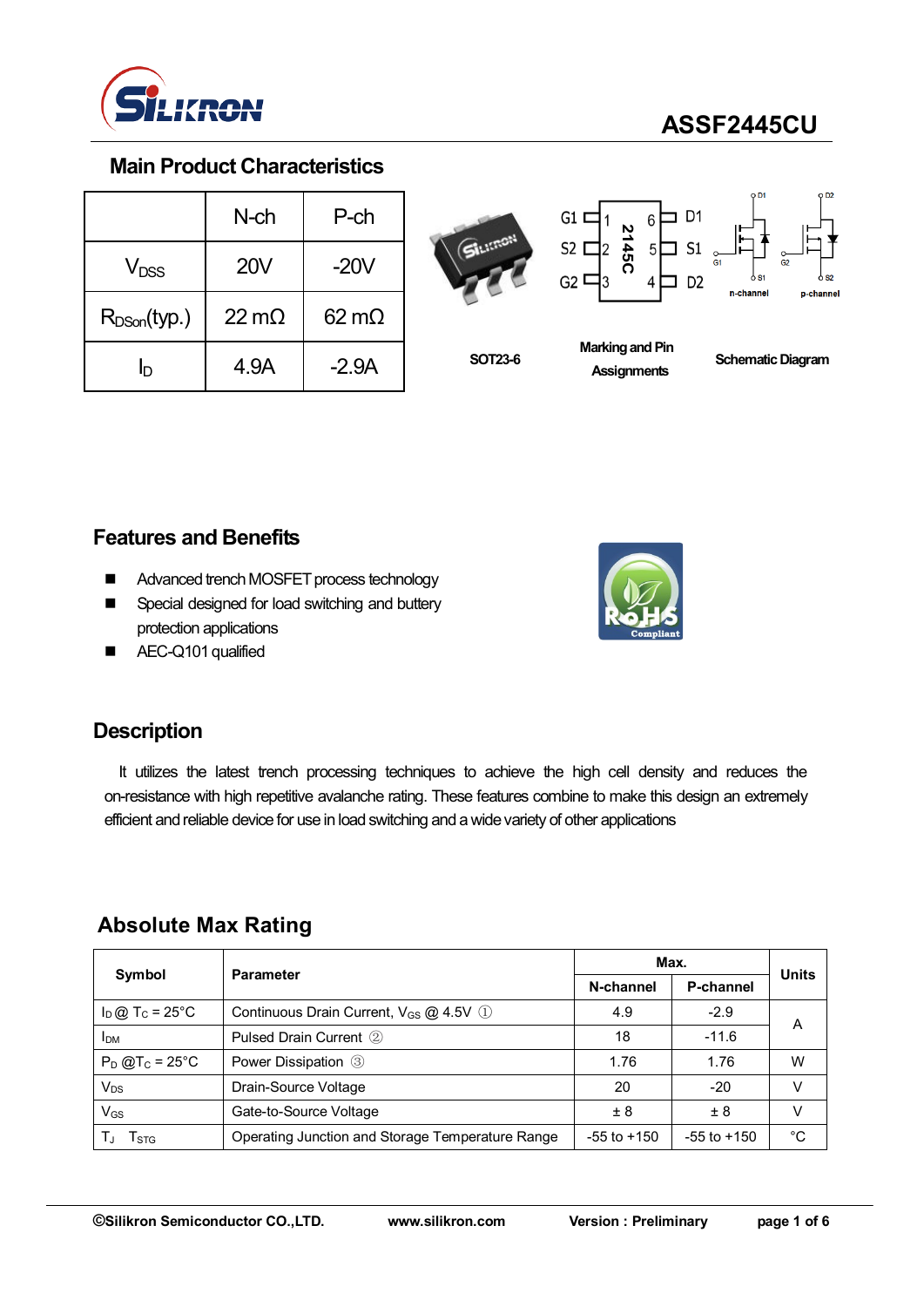# ASSF2445CU

## Main Product Characteristics

| | N-ch | P-ch |
|---|---|---|
| $V_{DSS}$ | 20V | -20V |
| $R_{DSon}$(typ.) | 22 mΩ | 62 mΩ |
| $I_D$ | 4.9A | -2.9A |

SOT23-6

Marking and Pin Assignments

Schematic Diagram

## Features and Benefits

- Advanced trench MOSFET process technology
- Special designed for load switching and buttery protection applications
- AEC-Q101 qualified

## Description

It utilizes the latest trench processing techniques to achieve the high cell density and reduces the on-resistance with high repetitive avalanche rating. These features combine to make this design an extremely efficient and reliable device for use in load switching and a wide variety of other applications

## Absolute Max Rating

| Symbol | Parameter | Max. | | Units |
|---|---|---|---|---|
| | | N-channel | P-channel | |
| $I_D$ @ $T_C$ = 25°C | Continuous Drain Current, $V_{GS}$ @ 4.5V ① | 4.9 | -2.9 | A |
| $I_{DM}$ | Pulsed Drain Current ② | 18 | -11.6 | A |
| $P_D$ @$T_C$ = 25°C | Power Dissipation ③ | 1.76 | 1.76 | W |
| $V_{DS}$ | Drain-Source Voltage | 20 | -20 | V |
| $V_{GS}$ | Gate-to-Source Voltage | ± 8 | ± 8 | V |
| $T_J$ $T_{STG}$ | Operating Junction and Storage Temperature Range | -55 to +150 | -55 to +150 | °C |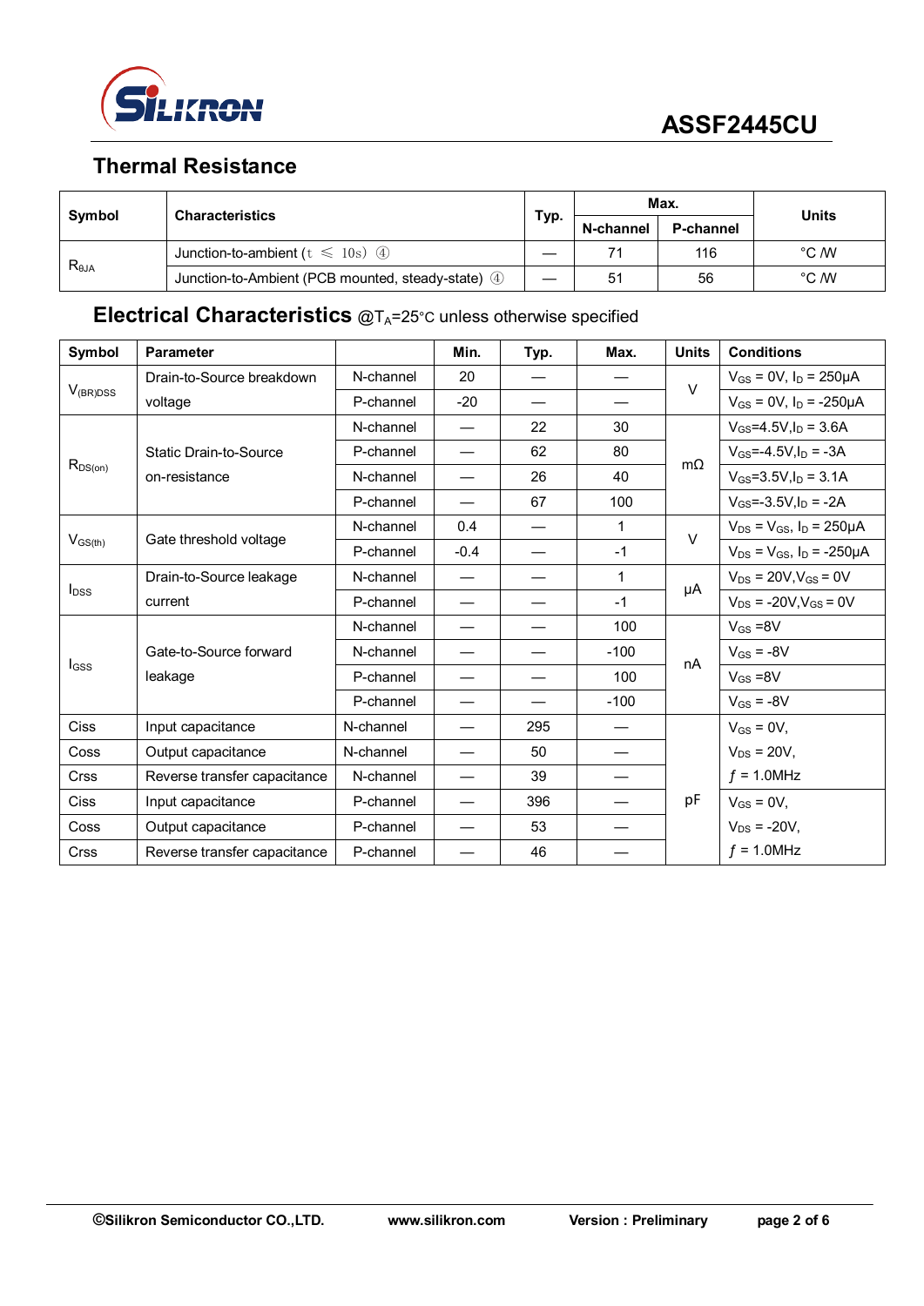## Thermal Resistance

| Symbol | Characteristics | Typ. | Max. | | Units |
|---|---|---|---|---|---|
| | | | N-channel | P-channel | |
| $R_{\theta JA}$ | Junction-to-ambient (t ≤ 10s) ④ | — | 71 | 116 | °C /W |
| | Junction-to-Ambient (PCB mounted, steady-state) ④ | — | 51 | 56 | °C /W |

## Electrical Characteristics @$T_A$=25°C unless otherwise specified

| Symbol | Parameter | | Min. | Typ. | Max. | Units | Conditions |
|---|---|---|---|---|---|---|---|
| $V_{(BR)DSS}$ | Drain-to-Source breakdown voltage | N-channel | 20 | — | — | V | $V_{GS}$ = 0V, $I_D$ = 250μA |
| | | P-channel | -20 | — | — | | $V_{GS}$ = 0V, $I_D$ = -250μA |
| $R_{DS(on)}$ | Static Drain-to-Source on-resistance | N-channel | — | 22 | 30 | mΩ | $V_{GS}$=4.5V,$I_D$ = 3.6A |
| | | P-channel | — | 62 | 80 | | $V_{GS}$=-4.5V,$I_D$ = -3A |
| | | N-channel | — | 26 | 40 | | $V_{GS}$=3.5V,$I_D$ = 3.1A |
| | | P-channel | — | 67 | 100 | | $V_{GS}$=-3.5V,$I_D$ = -2A |
| $V_{GS(th)}$ | Gate threshold voltage | N-channel | 0.4 | — | 1 | V | $V_{DS}$ = $V_{GS}$, $I_D$ = 250μA |
| | | P-channel | -0.4 | — | -1 | | $V_{DS}$ = $V_{GS}$, $I_D$ = -250μA |
| $I_{DSS}$ | Drain-to-Source leakage current | N-channel | — | — | 1 | μA | $V_{DS}$ = 20V,$V_{GS}$ = 0V |
| | | P-channel | — | — | -1 | | $V_{DS}$ = -20V,$V_{GS}$ = 0V |
| $I_{GSS}$ | Gate-to-Source forward leakage | N-channel | — | — | 100 | nA | $V_{GS}$ =8V |
| | | N-channel | — | — | -100 | | $V_{GS}$ = -8V |
| | | P-channel | — | — | 100 | | $V_{GS}$ =8V |
| | | P-channel | — | — | -100 | | $V_{GS}$ = -8V |
| Ciss | Input capacitance | N-channel | — | 295 | — | pF | $V_{GS}$ = 0V, |
| Coss | Output capacitance | N-channel | — | 50 | — | | $V_{DS}$ = 20V, |
| Crss | Reverse transfer capacitance | N-channel | — | 39 | — | | $f$ = 1.0MHz |
| Ciss | Input capacitance | P-channel | — | 396 | — | | $V_{GS}$ = 0V, |
| Coss | Output capacitance | P-channel | — | 53 | — | | $V_{DS}$ = -20V, |
| Crss | Reverse transfer capacitance | P-channel | — | 46 | — | | $f$ = 1.0MHz |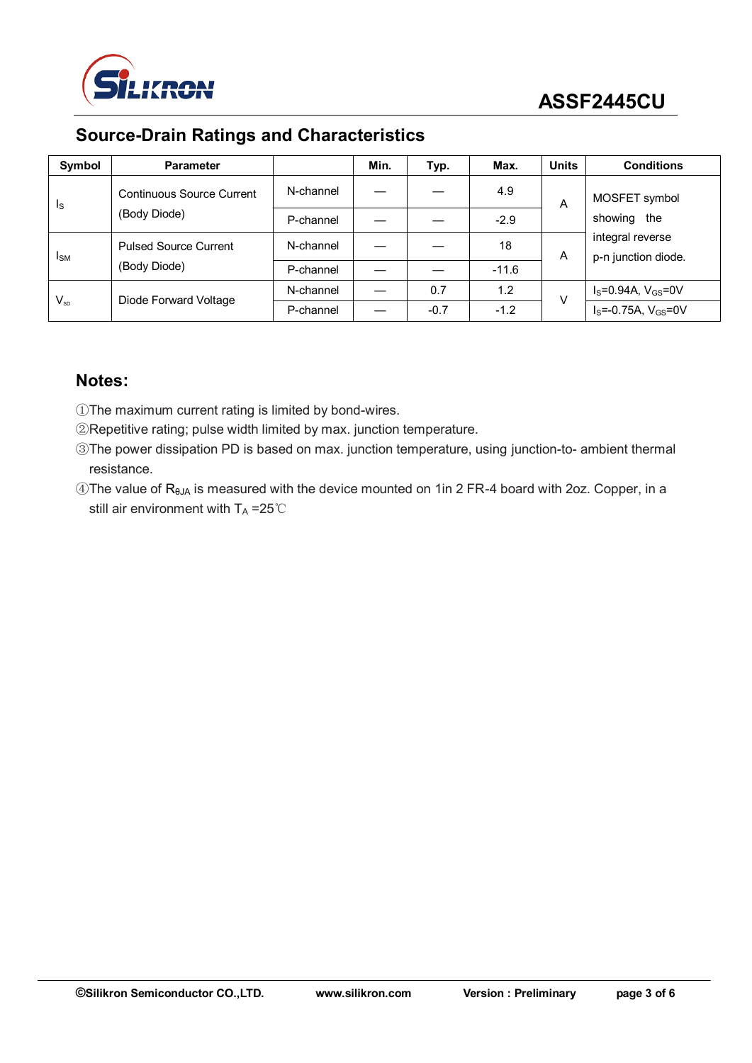## Source-Drain Ratings and Characteristics

| Symbol | Parameter | | Min. | Typ. | Max. | Units | Conditions |
|---|---|---|---|---|---|---|---|
| $I_S$ | Continuous Source Current (Body Diode) | N-channel | — | — | 4.9 | A | MOSFET symbol showing the integral reverse p-n junction diode. |
| | | P-channel | — | — | -2.9 | | |
| $I_{SM}$ | Pulsed Source Current (Body Diode) | N-channel | — | — | 18 | A | |
| | | P-channel | — | — | -11.6 | | |
| $V_{SD}$ | Diode Forward Voltage | N-channel | — | 0.7 | 1.2 | V | $I_S$=0.94A, $V_{GS}$=0V |
| | | P-channel | — | -0.7 | -1.2 | | $I_S$=-0.75A, $V_{GS}$=0V |

## Notes:

① The maximum current rating is limited by bond-wires.

② Repetitive rating; pulse width limited by max. junction temperature.

③ The power dissipation PD is based on max. junction temperature, using junction-to- ambient thermal resistance.

④ The value of $R_{\theta JA}$ is measured with the device mounted on 1in 2 FR-4 board with 2oz. Copper, in a still air environment with $T_A$ =25℃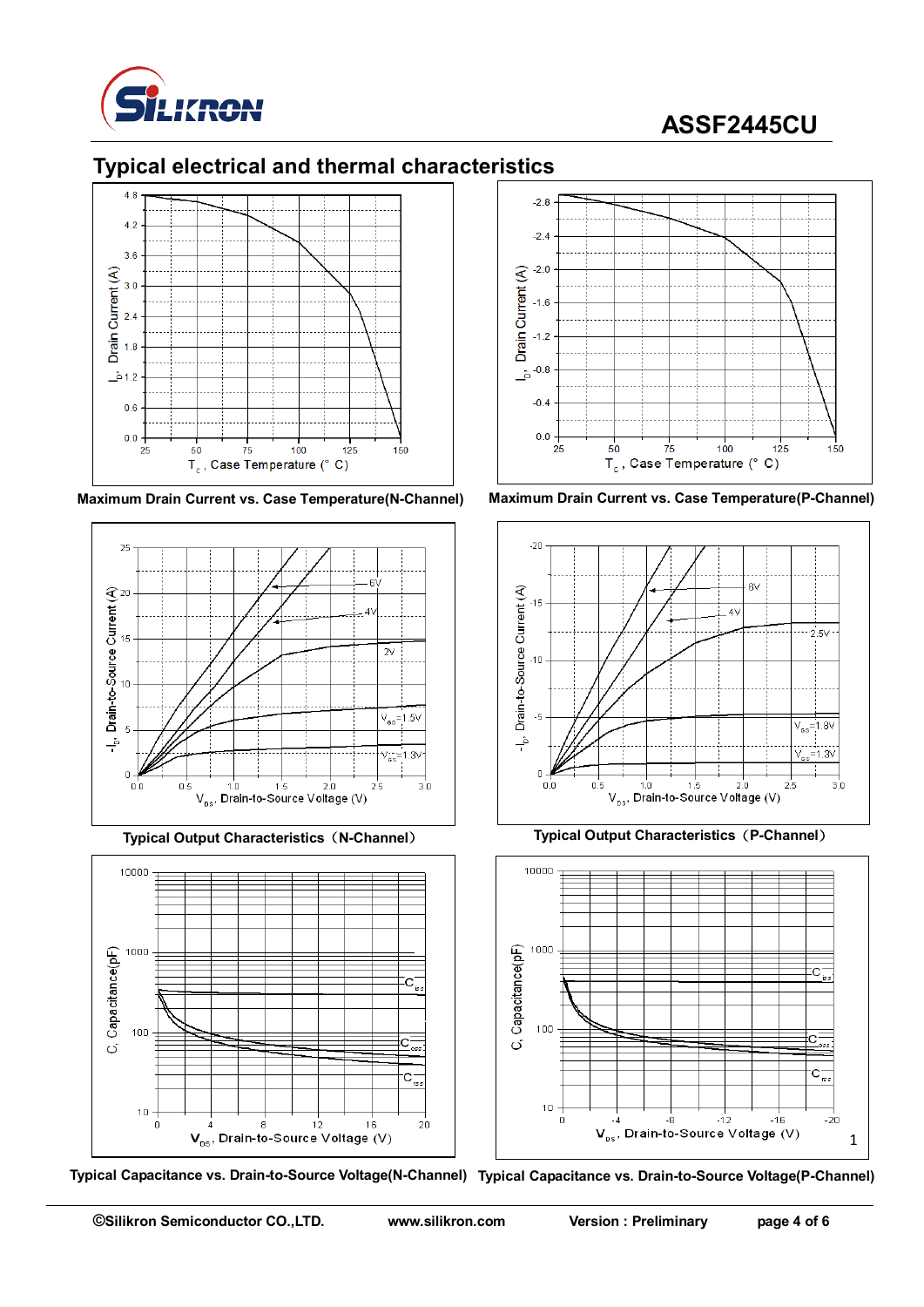## Typical electrical and thermal characteristics

Maximum Drain Current vs. Case Temperature(N-Channel)

Maximum Drain Current vs. Case Temperature(P-Channel)

Typical Output Characteristics（N-Channel）

Typical Output Characteristics（P-Channel）

Typical Capacitance vs. Drain-to-Source Voltage(N-Channel)

Typical Capacitance vs. Drain-to-Source Voltage(P-Channel)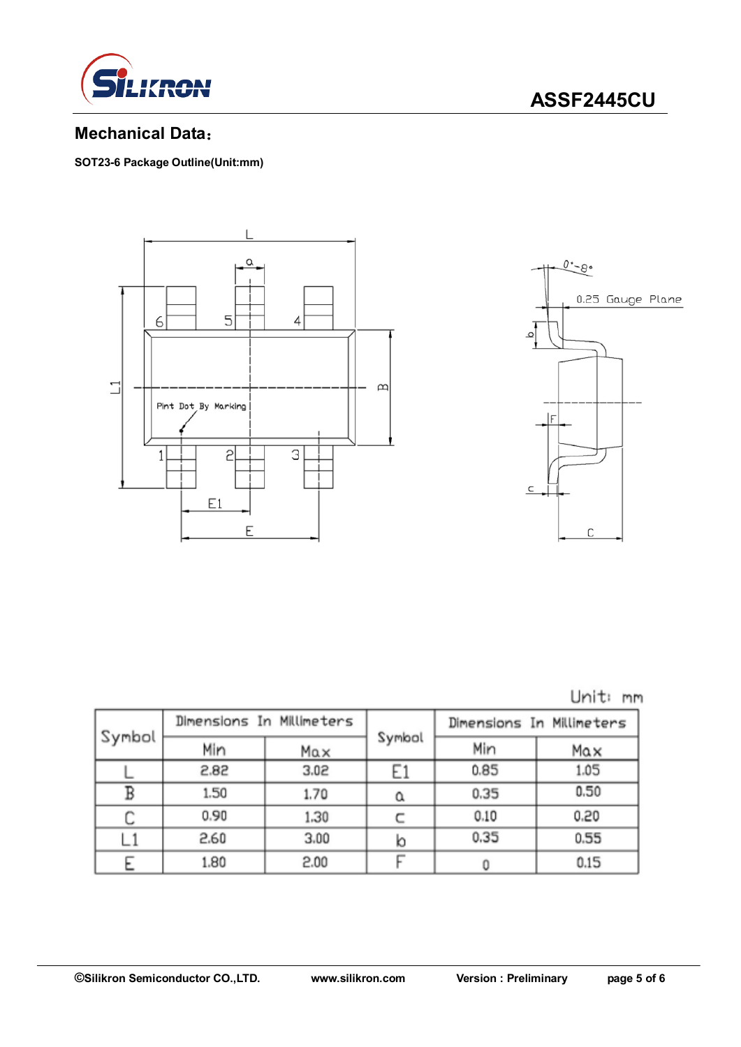## Mechanical Data：

**SOT23-6 Package Outline(Unit:mm)**

Unit: mm

| Symbol | Dimensions In Millimeters | | Symbol | Dimensions In Millimeters | |
|---|---|---|---|---|---|
| | Min | Max | | Min | Max |
| L | 2.82 | 3.02 | E1 | 0.85 | 1.05 |
| B | 1.50 | 1.70 | a | 0.35 | 0.50 |
| C | 0.90 | 1.30 | c | 0.10 | 0.20 |
| L1 | 2.60 | 3.00 | b | 0.35 | 0.55 |
| E | 1.80 | 2.00 | F | 0 | 0.15 |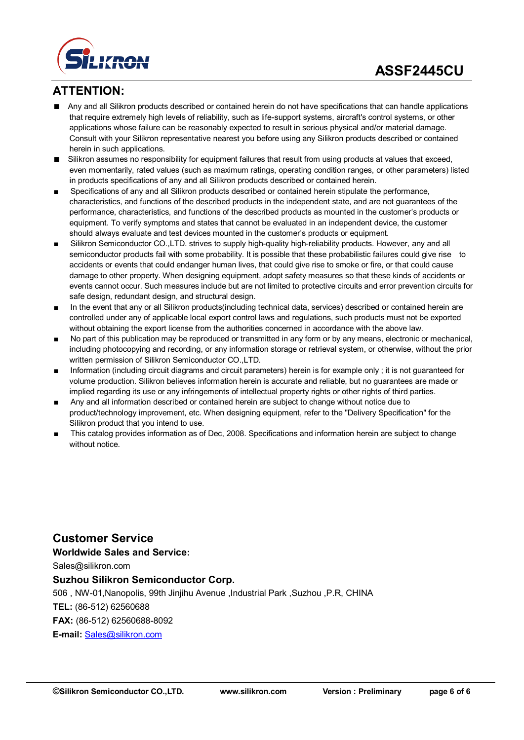## ATTENTION:

- Any and all Silikron products described or contained herein do not have specifications that can handle applications that require extremely high levels of reliability, such as life-support systems, aircraft's control systems, or other applications whose failure can be reasonably expected to result in serious physical and/or material damage. Consult with your Silikron representative nearest you before using any Silikron products described or contained herein in such applications.
- Silikron assumes no responsibility for equipment failures that result from using products at values that exceed, even momentarily, rated values (such as maximum ratings, operating condition ranges, or other parameters) listed in products specifications of any and all Silikron products described or contained herein.
- Specifications of any and all Silikron products described or contained herein stipulate the performance, characteristics, and functions of the described products in the independent state, and are not guarantees of the performance, characteristics, and functions of the described products as mounted in the customer's products or equipment. To verify symptoms and states that cannot be evaluated in an independent device, the customer should always evaluate and test devices mounted in the customer's products or equipment.
- Silikron Semiconductor CO.,LTD. strives to supply high-quality high-reliability products. However, any and all semiconductor products fail with some probability. It is possible that these probabilistic failures could give rise to accidents or events that could endanger human lives, that could give rise to smoke or fire, or that could cause damage to other property. When designing equipment, adopt safety measures so that these kinds of accidents or events cannot occur. Such measures include but are not limited to protective circuits and error prevention circuits for safe design, redundant design, and structural design.
- In the event that any or all Silikron products(including technical data, services) described or contained herein are controlled under any of applicable local export control laws and regulations, such products must not be exported without obtaining the export license from the authorities concerned in accordance with the above law.
- No part of this publication may be reproduced or transmitted in any form or by any means, electronic or mechanical, including photocopying and recording, or any information storage or retrieval system, or otherwise, without the prior written permission of Silikron Semiconductor CO.,LTD.
- Information (including circuit diagrams and circuit parameters) herein is for example only ; it is not guaranteed for volume production. Silikron believes information herein is accurate and reliable, but no guarantees are made or implied regarding its use or any infringements of intellectual property rights or other rights of third parties.
- Any and all information described or contained herein are subject to change without notice due to product/technology improvement, etc. When designing equipment, refer to the "Delivery Specification" for the Silikron product that you intend to use.
- This catalog provides information as of Dec, 2008. Specifications and information herein are subject to change without notice.

## Customer Service

**Worldwide Sales and Service:**

Sales@silikron.com

**Suzhou Silikron Semiconductor Corp.**

506 , NW-01,Nanopolis, 99th Jinjihu Avenue ,Industrial Park ,Suzhou ,P.R, CHINA

**TEL:** (86-512) 62560688

**FAX:** (86-512) 62560688-8092

**E-mail:** Sales@silikron.com